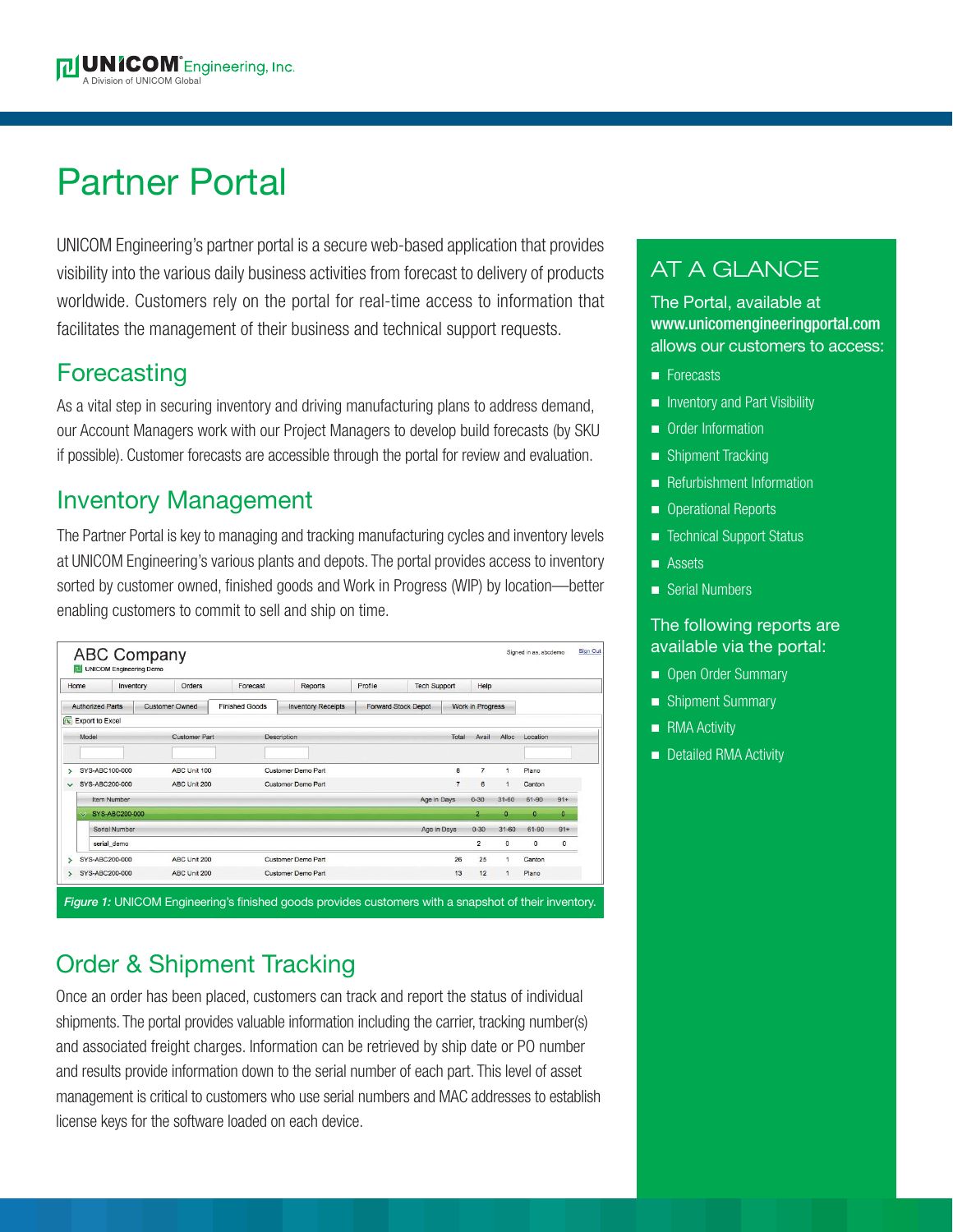# Partner Portal

UNICOM Engineering's partner portal is a secure web-based application that provides visibility into the various daily business activities from forecast to delivery of products worldwide. Customers rely on the portal for real-time access to information that facilitates the management of their business and technical support requests.

## Forecasting

As a vital step in securing inventory and driving manufacturing plans to address demand, our Account Managers work with our Project Managers to develop build forecasts (by SKU if possible). Customer forecasts are accessible through the portal for review and evaluation.

## Inventory Management

The Partner Portal is key to managing and tracking manufacturing cycles and inventory levels at UNICOM Engineering's various plants and depots. The portal provides access to inventory sorted by customer owned, finished goods and Work in Progress (WIP) by location—better enabling customers to commit to sell and ship on time.

*Figure 1:* UNICOM Engineering's finished goods provides customers with a snapshot of their inventory.

## Order & Shipment Tracking

Once an order has been placed, customers can track and report the status of individual shipments. The portal provides valuable information including the carrier, tracking number(s) and associated freight charges. Information can be retrieved by ship date or PO number and results provide information down to the serial number of each part. This level of asset management is critical to customers who use serial numbers and MAC addresses to establish license keys for the software loaded on each device.

## AT A GLANCE

The Portal, available at **www.unicomengineeringportal.com** allows our customers to access:

- Forecasts
- Inventory and Part Visibility
- Order Information
- Shipment Tracking
- Refurbishment Information
- Operational Reports
- Technical Support Status
- Assets
- Serial Numbers

The following reports are available via the portal:

- Open Order Summary
- Shipment Summary
- RMA Activity
- Detailed RMA Activity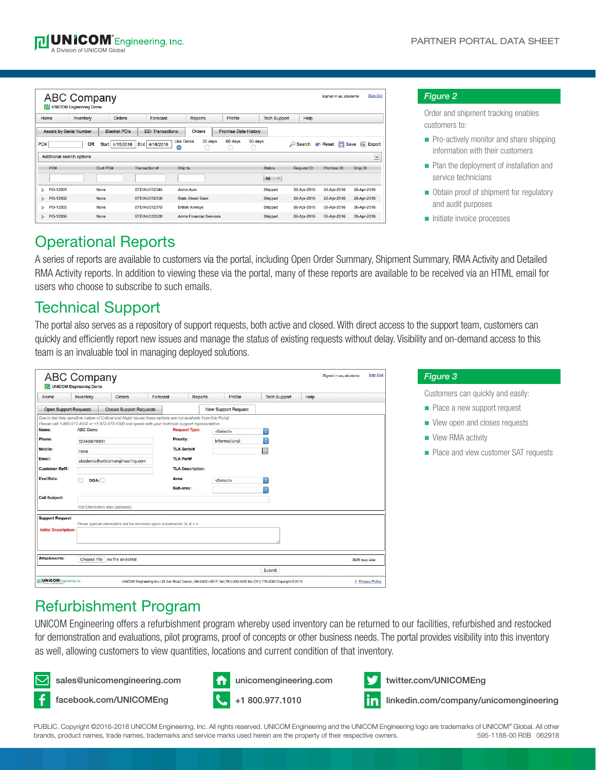## Figure 2

Order and shipment tracking enables customers to:

- Pro-actively monitor and share shipping information with their customers
- Plan the deployment of installation and service technicians
- Obtain proof of shipment for regulatory and audit purposes
- Initiate invoice processes

## Operational Reports

A series of reports are available to customers via the portal, including Open Order Summary, Shipment Summary, RMA Activity and Detailed RMA Activity reports. In addition to viewing these via the portal, many of these reports are available to be received via an HTML email for users who choose to subscribe to such emails.

## Technical Support

The portal also serves as a repository of support requests, both active and closed. With direct access to the support team, customers can quickly and efficiently report new issues and manage the status of existing requests without delay. Visibility and on-demand access to this team is an invaluable tool in managing deployed solutions.

## Figure 3

Customers can quickly and easily:

- Place a new support request
- View open and closes requests
- View RMA activity
- Place and view customer SAT requests

## Refurbishment Program

UNICOM Engineering offers a refurbishment program whereby used inventory can be returned to our facilities, refurbished and restocked for demonstration and evaluations, pilot programs, proof of concepts or other business needs. The portal provides visibility into this inventory as well, allowing customers to view quantities, locations and current condition of that inventory.

sales@unicomengineering.com

unicomengineering.com

twitter.com/UNICOMEng

facebook.com/UNICOMEng

+1 800.977.1010

linkedin.com/company/unicomengineering

PUBLIC. Copyright ©2016-2018 UNICOM Engineering, Inc. All rights reserved. UNICOM Engineering and the UNICOM Engineering logo are trademarks of UNICOM® Global. All other brands, product names, trade names, trademarks and service marks used herein are the property of their respective owners. 595-1188-00 R0B 062918